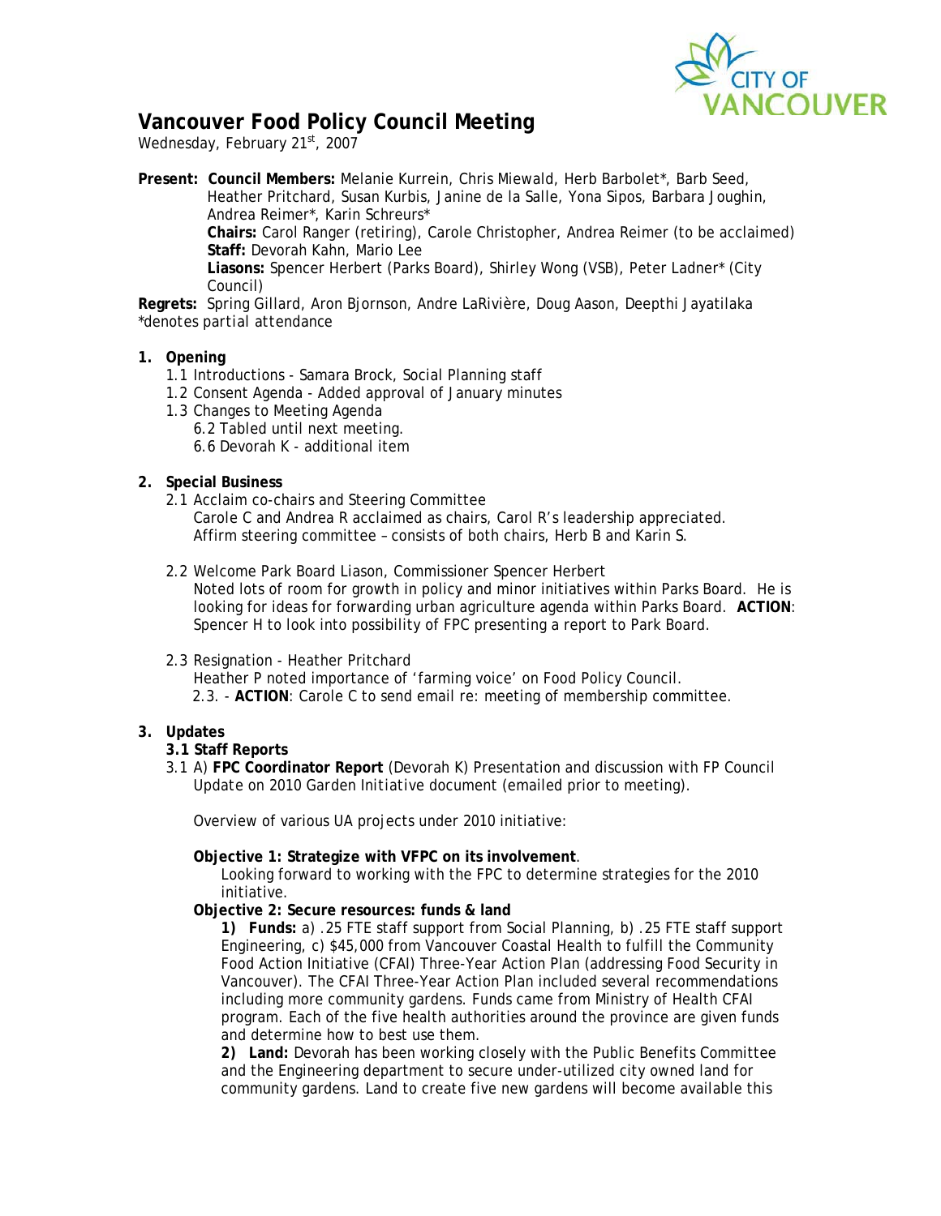# Vancouver Food Policy Council Meeting

Wednesday, February 21st, 2007

**Present: Council Members:** Melanie Kurrein, Chris Miewald, Herb Barbolet*, Barb Seed, Heather Pritchard, Susan Kurbis, Janine de la Salle, Yona Sipos, Barbara Joughin, Andrea Reimer*, Karin Schreurs*
**Chairs:** Carol Ranger (retiring), Carole Christopher, Andrea Reimer (to be acclaimed)
**Staff:** Devorah Kahn, Mario Lee
**Liasons:** Spencer Herbert (Parks Board), Shirley Wong (VSB), Peter Ladner* (City Council)

**Regrets:** Spring Gillard, Aron Bjornson, Andre LaRivière, Doug Aason, Deepthi Jayatilaka
*denotes partial attendance

## 1. Opening

1.1 Introductions - Samara Brock, Social Planning staff
1.2 Consent Agenda - Added approval of January minutes
1.3 Changes to Meeting Agenda
6.2 Tabled until next meeting.
6.6 Devorah K - additional item

## 2. Special Business

2.1 Acclaim co-chairs and Steering Committee
Carole C and Andrea R acclaimed as chairs, Carol R's leadership appreciated. Affirm steering committee – consists of both chairs, Herb B and Karin S.

2.2 Welcome Park Board Liason, Commissioner Spencer Herbert
Noted lots of room for growth in policy and minor initiatives within Parks Board. He is looking for ideas for forwarding urban agriculture agenda within Parks Board. **ACTION**: Spencer H to look into possibility of FPC presenting a report to Park Board.

2.3 Resignation - Heather Pritchard
Heather P noted importance of 'farming voice' on Food Policy Council.
2.3. - **ACTION**: Carole C to send email re: meeting of membership committee.

## 3. Updates

### 3.1 Staff Reports

3.1 A) **FPC Coordinator Report** (Devorah K) Presentation and discussion with FP Council *Update on 2010 Garden Initiative document (emailed prior to meeting).*

Overview of various UA projects under 2010 initiative:

**Objective 1: Strategize with VFPC on its involvement**.
Looking forward to working with the FPC to determine strategies for the 2010 initiative.

**Objective 2: Secure resources: funds & land**

**1) Funds:** a) .25 FTE staff support from Social Planning, b) .25 FTE staff support Engineering, c) $45,000 from Vancouver Coastal Health to fulfill the Community Food Action Initiative (CFAI) Three-Year Action Plan (addressing Food Security in Vancouver). The CFAI Three-Year Action Plan included several recommendations including more community gardens. Funds came from Ministry of Health CFAI program. Each of the five health authorities around the province are given funds and determine how to best use them.

**2) Land:** Devorah has been working closely with the Public Benefits Committee and the Engineering department to secure under-utilized city owned land for community gardens. Land to create five new gardens will become available this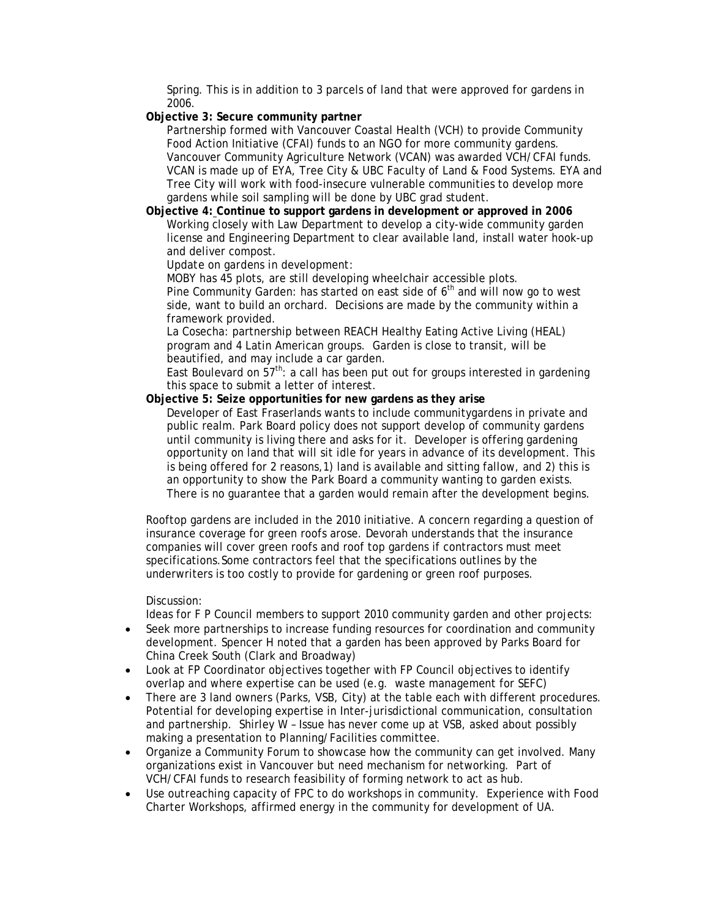Spring. This is in addition to 3 parcels of land that were approved for gardens in 2006.

**Objective 3: Secure community partner**

Partnership formed with Vancouver Coastal Health (VCH) to provide Community Food Action Initiative (CFAI) funds to an NGO for more community gardens. Vancouver Community Agriculture Network (VCAN) was awarded VCH/CFAI funds. VCAN is made up of EYA, Tree City & UBC Faculty of Land & Food Systems. EYA and Tree City will work with food-insecure vulnerable communities to develop more gardens while soil sampling will be done by UBC grad student.

**Objective 4: Continue to support gardens in development or approved in 2006**

Working closely with Law Department to develop a city-wide community garden license and Engineering Department to clear available land, install water hook-up and deliver compost.

Update on gardens in development:

MOBY has 45 plots, are still developing wheelchair accessible plots.

Pine Community Garden: has started on east side of 6th and will now go to west side, want to build an orchard. Decisions are made by the community within a framework provided.

La Cosecha: partnership between REACH Healthy Eating Active Living (HEAL) program and 4 Latin American groups. Garden is close to transit, will be beautified, and may include a car garden.

East Boulevard on 57th: a call has been put out for groups interested in gardening this space to submit a letter of interest.

**Objective 5: Seize opportunities for new gardens as they arise**

Developer of East Fraserlands wants to include communitygardens in private and public realm. Park Board policy does not support develop of community gardens until community is living there and asks for it. Developer is offering gardening opportunity on land that will sit idle for years in advance of its development. This is being offered for 2 reasons,1) land is available and sitting fallow, and 2) this is an opportunity to show the Park Board a community wanting to garden exists. There is no guarantee that a garden would remain after the development begins.

Rooftop gardens are included in the 2010 initiative. A concern regarding a question of insurance coverage for green roofs arose. Devorah understands that the insurance companies will cover green roofs and roof top gardens if contractors must meet specifications.Some contractors feel that the specifications outlines by the underwriters is too costly to provide for gardening or green roof purposes.

Discussion:

Ideas for F P Council members to support 2010 community garden and other projects:

- Seek more partnerships to increase funding resources for coordination and community development. Spencer H noted that a garden has been approved by Parks Board for China Creek South (Clark and Broadway)
- Look at FP Coordinator objectives together with FP Council objectives to identify overlap and where expertise can be used (e.g. waste management for SEFC)
- There are 3 land owners (Parks, VSB, City) at the table each with different procedures. Potential for developing expertise in Inter-jurisdictional communication, consultation and partnership. Shirley W – Issue has never come up at VSB, asked about possibly making a presentation to Planning/Facilities committee.
- Organize a Community Forum to showcase how the community can get involved. Many organizations exist in Vancouver but need mechanism for networking. Part of VCH/CFAI funds to research feasibility of forming network to act as hub.
- Use outreaching capacity of FPC to do workshops in community. Experience with Food Charter Workshops, affirmed energy in the community for development of UA.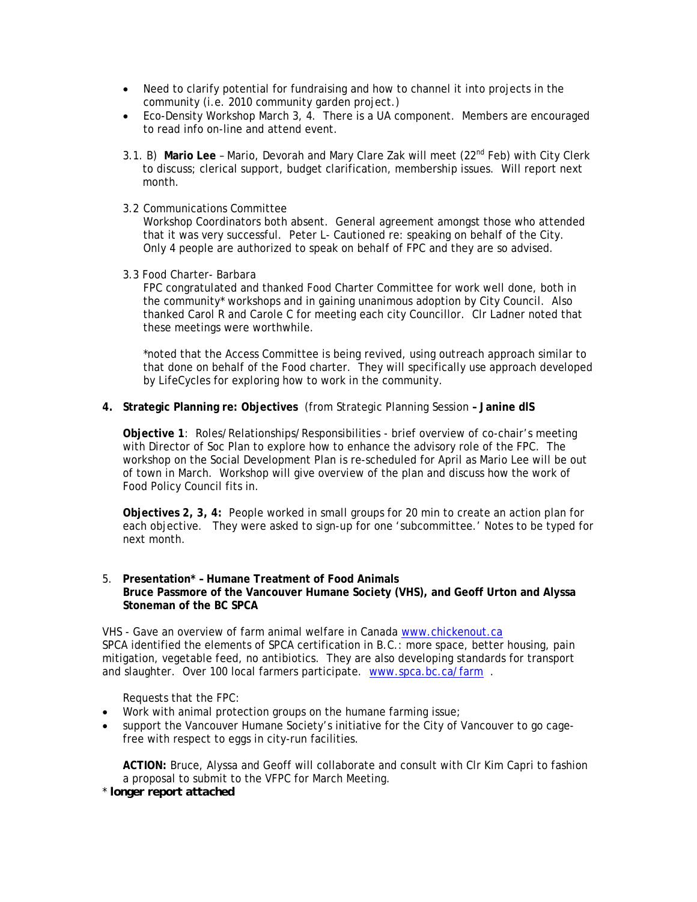- Need to clarify potential for fundraising and how to channel it into projects in the community (i.e. 2010 community garden project.)
- Eco-Density Workshop March 3, 4. There is a UA component. Members are encouraged to read info on-line and attend event.

3.1. B) **Mario Lee** – Mario, Devorah and Mary Clare Zak will meet (22nd Feb) with City Clerk to discuss; clerical support, budget clarification, membership issues. Will report next month.

3.2 Communications Committee
Workshop Coordinators both absent. General agreement amongst those who attended that it was very successful. Peter L- Cautioned re: speaking on behalf of the City. Only 4 people are authorized to speak on behalf of FPC and they are so advised.

3.3 Food Charter- Barbara
FPC congratulated and thanked Food Charter Committee for work well done, both in the community* workshops and in gaining unanimous adoption by City Council. Also thanked Carol R and Carole C for meeting each city Councillor. Clr Ladner noted that these meetings were worthwhile.

*noted that the Access Committee is being revived, using outreach approach similar to that done on behalf of the Food charter. They will specifically use approach developed by LifeCycles for exploring how to work in the community.

**4. Strategic Planning re: Objectives** (from Strategic Planning Session **– Janine dlS**

**Objective 1**: Roles/Relationships/Responsibilities - brief overview of co-chair's meeting with Director of Soc Plan to explore how to enhance the advisory role of the FPC. The workshop on the Social Development Plan is re-scheduled for April as Mario Lee will be out of town in March. Workshop will give overview of the plan and discuss how the work of Food Policy Council fits in.

**Objectives 2, 3, 4:** People worked in small groups for 20 min to create an action plan for each objective. They were asked to sign-up for one 'subcommittee.' Notes to be typed for next month.

5. **Presentation* – Humane Treatment of Food Animals**
**Bruce Passmore of the Vancouver Humane Society (VHS), and Geoff Urton and Alyssa Stoneman of the BC SPCA**

VHS - Gave an overview of farm animal welfare in Canada www.chickenout.ca
SPCA identified the elements of SPCA certification in B.C.: more space, better housing, pain mitigation, vegetable feed, no antibiotics. They are also developing standards for transport and slaughter. Over 100 local farmers participate. www.spca.bc.ca/farm .

Requests that the FPC:

- Work with animal protection groups on the humane farming issue;
- support the Vancouver Humane Society's initiative for the City of Vancouver to go cage-free with respect to eggs in city-run facilities.

**ACTION:** Bruce, Alyssa and Geoff will collaborate and consult with Clr Kim Capri to fashion a proposal to submit to the VFPC for March Meeting.

\* **longer report attached**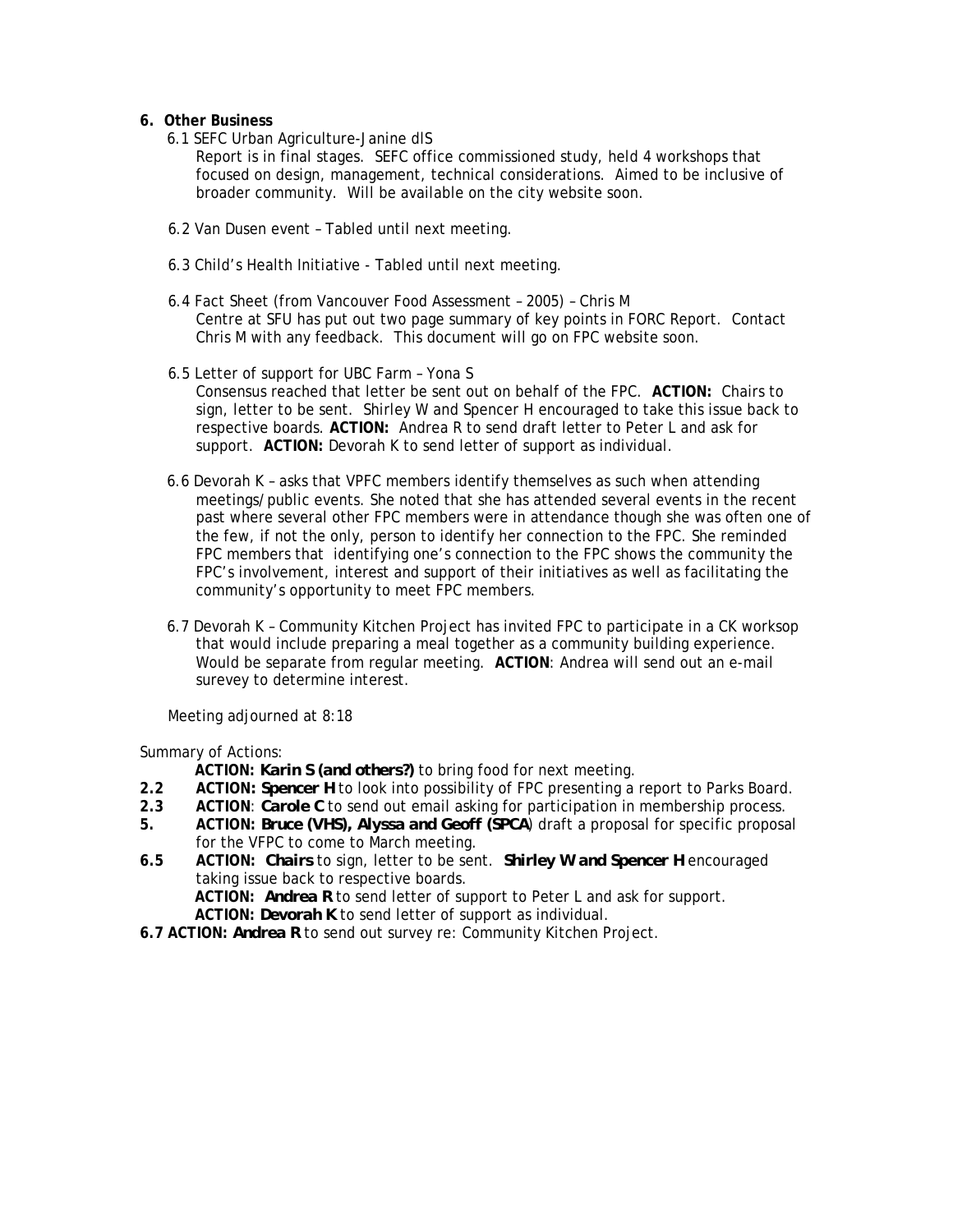**6. Other Business**

6.1 SEFC Urban Agriculture-Janine dlS

Report is in final stages. SEFC office commissioned study, held 4 workshops that focused on design, management, technical considerations. Aimed to be inclusive of broader community. Will be available on the city website soon.

6.2 Van Dusen event – Tabled until next meeting.

6.3 Child's Health Initiative - Tabled until next meeting.

6.4 Fact Sheet (from Vancouver Food Assessment – 2005) – Chris M

Centre at SFU has put out two page summary of key points in FORC Report. Contact Chris M with any feedback. This document will go on FPC website soon.

6.5 Letter of support for UBC Farm – Yona S

Consensus reached that letter be sent out on behalf of the FPC. **ACTION:** Chairs to sign, letter to be sent. Shirley W and Spencer H encouraged to take this issue back to respective boards. **ACTION:** Andrea R to send draft letter to Peter L and ask for support. **ACTION:** Devorah K to send letter of support as individual.

6.6 Devorah K – asks that VPFC members identify themselves as such when attending meetings/public events. She noted that she has attended several events in the recent past where several other FPC members were in attendance though she was often one of the few, if not the only, person to identify her connection to the FPC. She reminded FPC members that identifying one's connection to the FPC shows the community the FPC's involvement, interest and support of their initiatives as well as facilitating the community's opportunity to meet FPC members.

6.7 Devorah K – Community Kitchen Project has invited FPC to participate in a CK worksop that would include preparing a meal together as a community building experience. Would be separate from regular meeting. **ACTION**: Andrea will send out an e-mail surevey to determine interest.

Meeting adjourned at 8:18

Summary of Actions:

**ACTION: Karin S (and others?)** to bring food for next meeting.

**2.2** **ACTION: Spencer H** to look into possibility of FPC presenting a report to Parks Board.

**2.3** **ACTION**: **Carole C** to send out email asking for participation in membership process.

**5.** **ACTION: Bruce (VHS), Alyssa and Geoff (SPCA**) draft a proposal for specific proposal for the VFPC to come to March meeting.

**6.5** **ACTION: Chairs** to sign, letter to be sent. **Shirley W and Spencer H** encouraged taking issue back to respective boards.

**ACTION: Andrea R** to send letter of support to Peter L and ask for support.

**ACTION: Devorah K** to send letter of support as individual.

**6.7 ACTION: Andrea R** to send out survey re: Community Kitchen Project.